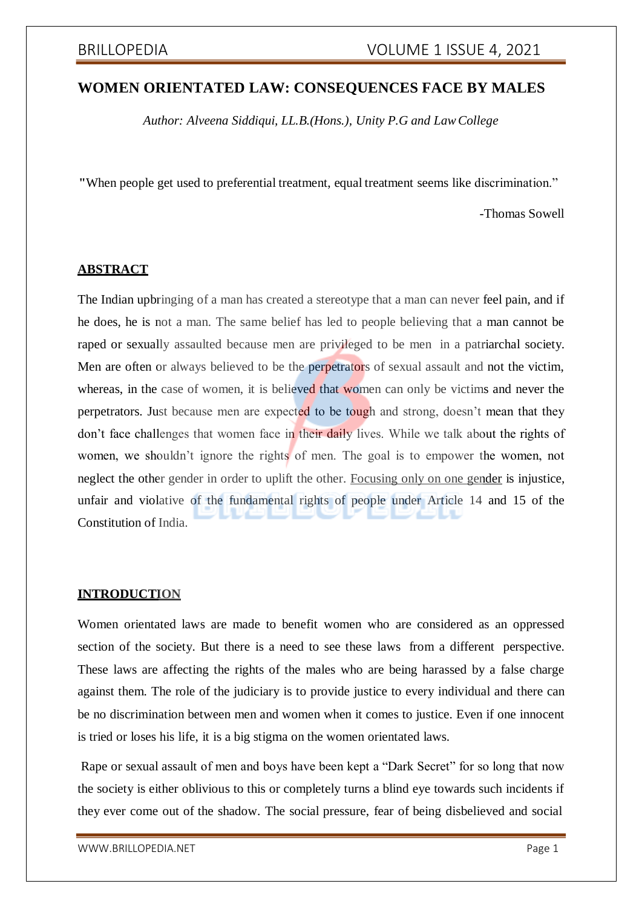# WOMEN ORIENTATED LAW: CONSEQUENCES FACE BY MALES

*Author: Alveena Siddiqui, LL.B.(Hons.), Unity P.G and Law College*

"When people get used to preferential treatment, equal treatment seems like discrimination."

-Thomas Sowell

## ABSTRACT

The Indian upbringing of a man has created a stereotype that a man can never feel pain, and if he does, he is not a man. The same belief has led to people believing that a man cannot be raped or sexually assaulted because men are privileged to be men in a patriarchal society. Men are often or always believed to be the perpetrators of sexual assault and not the victim, whereas, in the case of women, it is believed that women can only be victims and never the perpetrators. Just because men are expected to be tough and strong, doesn't mean that they don't face challenges that women face in their daily lives. While we talk about the rights of women, we shouldn't ignore the rights of men. The goal is to empower the women, not neglect the other gender in order to uplift the other. Focusing only on one gender is injustice, unfair and violative of the fundamental rights of people under Article 14 and 15 of the Constitution of India.

## INTRODUCTION

Women orientated laws are made to benefit women who are considered as an oppressed section of the society. But there is a need to see these laws from a different perspective. These laws are affecting the rights of the males who are being harassed by a false charge against them. The role of the judiciary is to provide justice to every individual and there can be no discrimination between men and women when it comes to justice. Even if one innocent is tried or loses his life, it is a big stigma on the women orientated laws.

Rape or sexual assault of men and boys have been kept a "Dark Secret" for so long that now the society is either oblivious to this or completely turns a blind eye towards such incidents if they ever come out of the shadow. The social pressure, fear of being disbelieved and social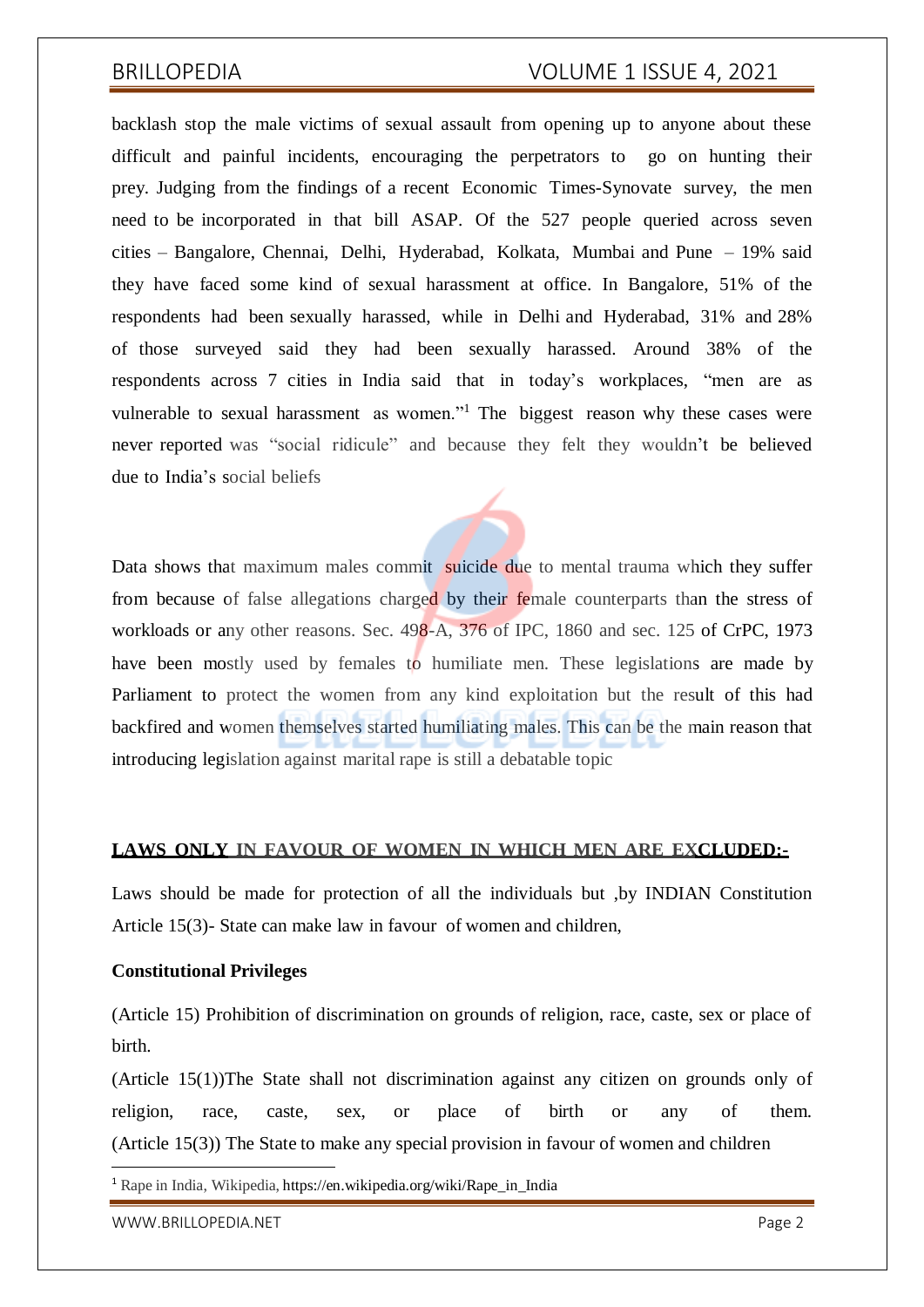backlash stop the male victims of sexual assault from opening up to anyone about these difficult and painful incidents, encouraging the perpetrators to go on hunting their prey. Judging from the findings of a recent Economic Times-Synovate survey, the men need to be incorporated in that bill ASAP. Of the 527 people queried across seven cities – Bangalore, Chennai, Delhi, Hyderabad, Kolkata, Mumbai and Pune – 19% said they have faced some kind of sexual harassment at office. In Bangalore, 51% of the respondents had been sexually harassed, while in Delhi and Hyderabad, 31% and 28% of those surveyed said they had been sexually harassed. Around 38% of the respondents across 7 cities in India said that in today's workplaces, "men are as vulnerable to sexual harassment as women."[1] The biggest reason why these cases were never reported was "social ridicule" and because they felt they wouldn't be believed due to India's social beliefs

Data shows that maximum males commit suicide due to mental trauma which they suffer from because of false allegations charged by their female counterparts than the stress of workloads or any other reasons. Sec. 498-A, 376 of IPC, 1860 and sec. 125 of CrPC, 1973 have been mostly used by females to humiliate men. These legislations are made by Parliament to protect the women from any kind exploitation but the result of this had backfired and women themselves started humiliating males. This can be the main reason that introducing legislation against marital rape is still a debatable topic

## <u>LAWS ONLY IN FAVOUR OF WOMEN IN WHICH MEN ARE EXCLUDED:-</u>

Laws should be made for protection of all the individuals but ,by INDIAN Constitution Article 15(3)- State can make law in favour of women and children,

**Constitutional Privileges**

(Article 15) Prohibition of discrimination on grounds of religion, race, caste, sex or place of birth.

(Article 15(1))The State shall not discrimination against any citizen on grounds only of religion, race, caste, sex, or place of birth or any of them.

(Article 15(3)) The State to make any special provision in favour of women and children

[1] Rape in India, Wikipedia, https://en.wikipedia.org/wiki/Rape_in_India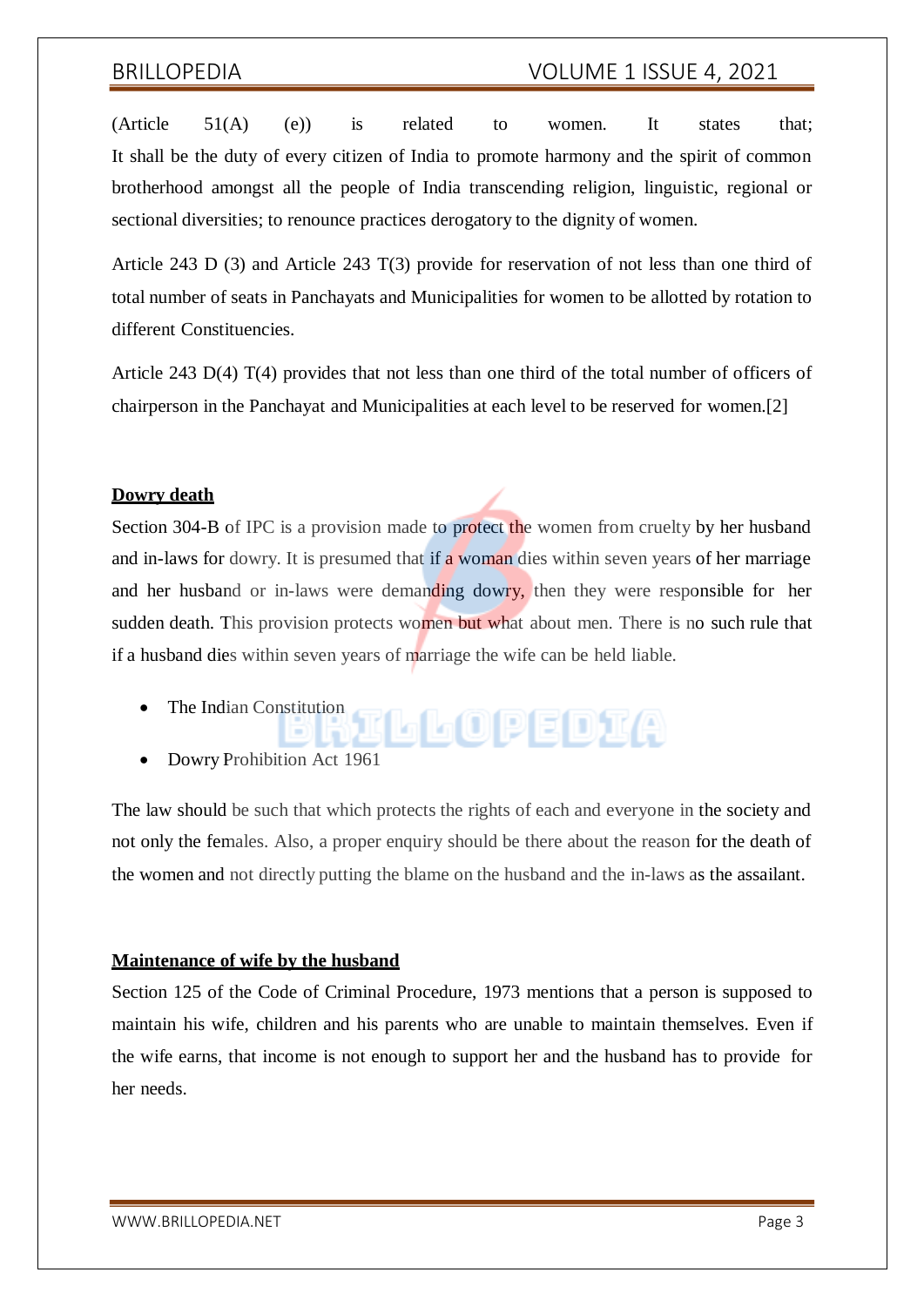(Article 51(A) (e)) is related to women. It states that; It shall be the duty of every citizen of India to promote harmony and the spirit of common brotherhood amongst all the people of India transcending religion, linguistic, regional or sectional diversities; to renounce practices derogatory to the dignity of women.

Article 243 D (3) and Article 243 T(3) provide for reservation of not less than one third of total number of seats in Panchayats and Municipalities for women to be allotted by rotation to different Constituencies.

Article 243 D(4) T(4) provides that not less than one third of the total number of officers of chairperson in the Panchayat and Municipalities at each level to be reserved for women.[2]

**Dowry death**

Section 304-B of IPC is a provision made to protect the women from cruelty by her husband and in-laws for dowry. It is presumed that if a woman dies within seven years of her marriage and her husband or in-laws were demanding dowry, then they were responsible for her sudden death. This provision protects women but what about men. There is no such rule that if a husband dies within seven years of marriage the wife can be held liable.

- The Indian Constitution
- Dowry Prohibition Act 1961

The law should be such that which protects the rights of each and everyone in the society and not only the females. Also, a proper enquiry should be there about the reason for the death of the women and not directly putting the blame on the husband and the in-laws as the assailant.

**Maintenance of wife by the husband**

Section 125 of the Code of Criminal Procedure, 1973 mentions that a person is supposed to maintain his wife, children and his parents who are unable to maintain themselves. Even if the wife earns, that income is not enough to support her and the husband has to provide for her needs.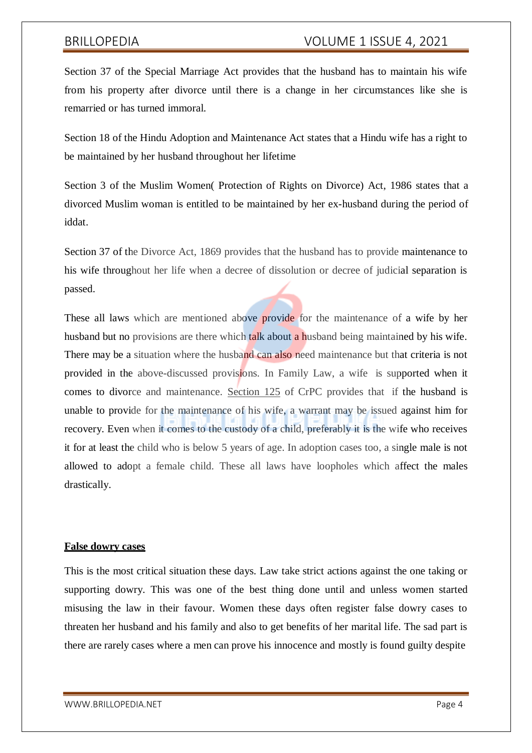Section 37 of the Special Marriage Act provides that the husband has to maintain his wife from his property after divorce until there is a change in her circumstances like she is remarried or has turned immoral.

Section 18 of the Hindu Adoption and Maintenance Act states that a Hindu wife has a right to be maintained by her husband throughout her lifetime

Section 3 of the Muslim Women( Protection of Rights on Divorce) Act, 1986 states that a divorced Muslim woman is entitled to be maintained by her ex-husband during the period of iddat.

Section 37 of the Divorce Act, 1869 provides that the husband has to provide maintenance to his wife throughout her life when a decree of dissolution or decree of judicial separation is passed.

These all laws which are mentioned above provide for the maintenance of a wife by her husband but no provisions are there which talk about a husband being maintained by his wife. There may be a situation where the husband can also need maintenance but that criteria is not provided in the above-discussed provisions. In Family Law, a wife is supported when it comes to divorce and maintenance. Section 125 of CrPC provides that if the husband is unable to provide for the maintenance of his wife, a warrant may be issued against him for recovery. Even when it comes to the custody of a child, preferably it is the wife who receives it for at least the child who is below 5 years of age. In adoption cases too, a single male is not allowed to adopt a female child. These all laws have loopholes which affect the males drastically.

**False dowry cases**

This is the most critical situation these days. Law take strict actions against the one taking or supporting dowry. This was one of the best thing done until and unless women started misusing the law in their favour. Women these days often register false dowry cases to threaten her husband and his family and also to get benefits of her marital life. The sad part is there are rarely cases where a men can prove his innocence and mostly is found guilty despite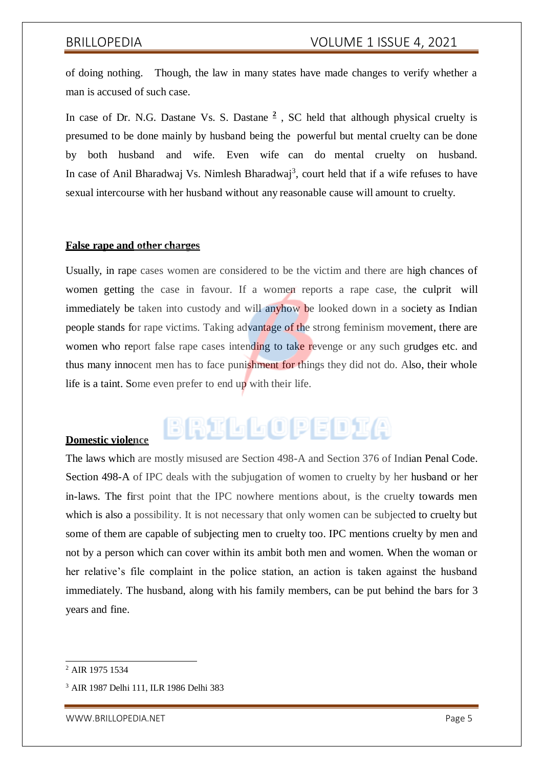of doing nothing. Though, the law in many states have made changes to verify whether a man is accused of such case.

In case of Dr. N.G. Dastane Vs. S. Dastane [2], SC held that although physical cruelty is presumed to be done mainly by husband being the powerful but mental cruelty can be done by both husband and wife. Even wife can do mental cruelty on husband. In case of Anil Bharadwaj Vs. Nimlesh Bharadwaj[3], court held that if a wife refuses to have sexual intercourse with her husband without any reasonable cause will amount to cruelty.

**False rape and other charges**

Usually, in rape cases women are considered to be the victim and there are high chances of women getting the case in favour. If a women reports a rape case, the culprit will immediately be taken into custody and will anyhow be looked down in a society as Indian people stands for rape victims. Taking advantage of the strong feminism movement, there are women who report false rape cases intending to take revenge or any such grudges etc. and thus many innocent men has to face punishment for things they did not do. Also, their whole life is a taint. Some even prefer to end up with their life.

**Domestic violence**

The laws which are mostly misused are Section 498-A and Section 376 of Indian Penal Code. Section 498-A of IPC deals with the subjugation of women to cruelty by her husband or her in-laws. The first point that the IPC nowhere mentions about, is the cruelty towards men which is also a possibility. It is not necessary that only women can be subjected to cruelty but some of them are capable of subjecting men to cruelty too. IPC mentions cruelty by men and not by a person which can cover within its ambit both men and women. When the woman or her relative's file complaint in the police station, an action is taken against the husband immediately. The husband, along with his family members, can be put behind the bars for 3 years and fine.

---

[2] AIR 1975 1534

[3] AIR 1987 Delhi 111, ILR 1986 Delhi 383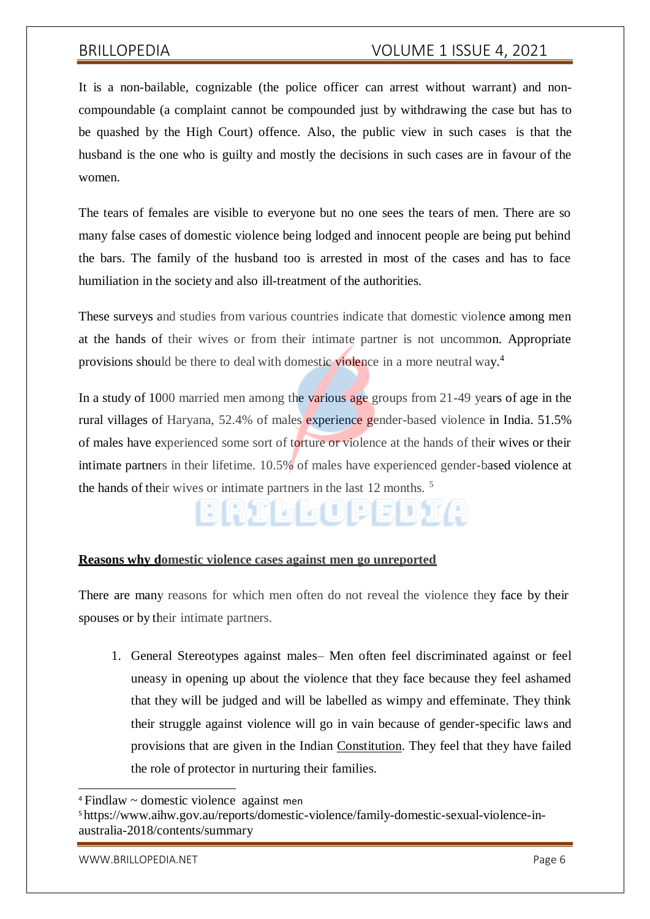It is a non-bailable, cognizable (the police officer can arrest without warrant) and non-compoundable (a complaint cannot be compounded just by withdrawing the case but has to be quashed by the High Court) offence. Also, the public view in such cases is that the husband is the one who is guilty and mostly the decisions in such cases are in favour of the women.

The tears of females are visible to everyone but no one sees the tears of men. There are so many false cases of domestic violence being lodged and innocent people are being put behind the bars. The family of the husband too is arrested in most of the cases and has to face humiliation in the society and also ill-treatment of the authorities.

These surveys and studies from various countries indicate that domestic violence among men at the hands of their wives or from their intimate partner is not uncommon. Appropriate provisions should be there to deal with domestic violence in a more neutral way.[4]

In a study of 1000 married men among the various age groups from 21-49 years of age in the rural villages of Haryana, 52.4% of males experience gender-based violence in India. 51.5% of males have experienced some sort of torture or violence at the hands of their wives or their intimate partners in their lifetime. 10.5% of males have experienced gender-based violence at the hands of their wives or intimate partners in the last 12 months. [5]

**Reasons why domestic violence cases against men go unreported**

There are many reasons for which men often do not reveal the violence they face by their spouses or by their intimate partners.

1. General Stereotypes against males– Men often feel discriminated against or feel uneasy in opening up about the violence that they face because they feel ashamed that they will be judged and will be labelled as wimpy and effeminate. They think their struggle against violence will go in vain because of gender-specific laws and provisions that are given in the Indian Constitution. They feel that they have failed the role of protector in nurturing their families.

---

[4] Findlaw ~ domestic violence against men

[5] https://www.aihw.gov.au/reports/domestic-violence/family-domestic-sexual-violence-in-australia-2018/contents/summary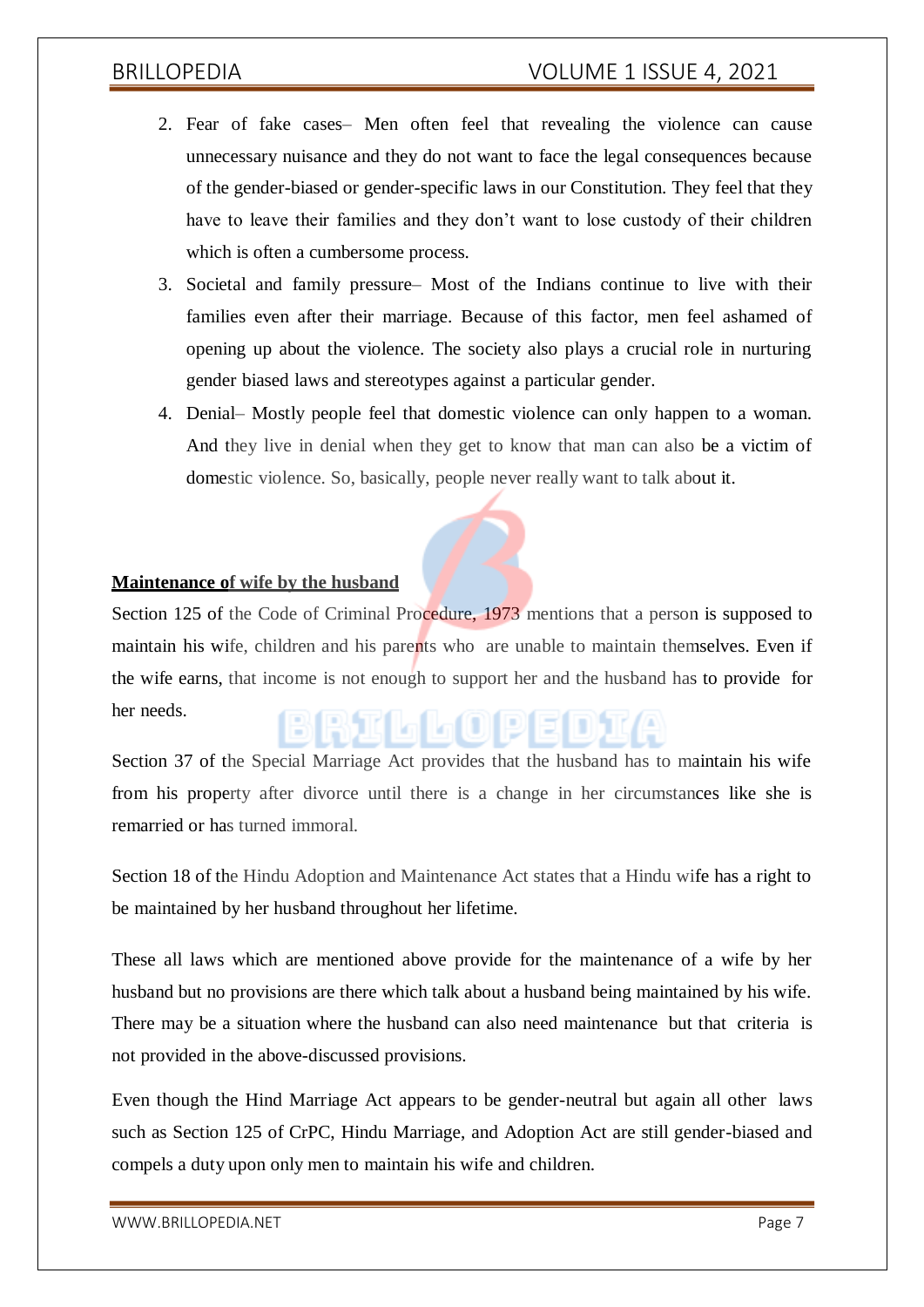2. Fear of fake cases– Men often feel that revealing the violence can cause unnecessary nuisance and they do not want to face the legal consequences because of the gender-biased or gender-specific laws in our Constitution. They feel that they have to leave their families and they don't want to lose custody of their children which is often a cumbersome process.
3. Societal and family pressure– Most of the Indians continue to live with their families even after their marriage. Because of this factor, men feel ashamed of opening up about the violence. The society also plays a crucial role in nurturing gender biased laws and stereotypes against a particular gender.
4. Denial– Mostly people feel that domestic violence can only happen to a woman. And they live in denial when they get to know that man can also be a victim of domestic violence. So, basically, people never really want to talk about it.

**Maintenance of wife by the husband**

Section 125 of the Code of Criminal Procedure, 1973 mentions that a person is supposed to maintain his wife, children and his parents who are unable to maintain themselves. Even if the wife earns, that income is not enough to support her and the husband has to provide for her needs.

Section 37 of the Special Marriage Act provides that the husband has to maintain his wife from his property after divorce until there is a change in her circumstances like she is remarried or has turned immoral.

Section 18 of the Hindu Adoption and Maintenance Act states that a Hindu wife has a right to be maintained by her husband throughout her lifetime.

These all laws which are mentioned above provide for the maintenance of a wife by her husband but no provisions are there which talk about a husband being maintained by his wife. There may be a situation where the husband can also need maintenance but that criteria is not provided in the above-discussed provisions.

Even though the Hind Marriage Act appears to be gender-neutral but again all other laws such as Section 125 of CrPC, Hindu Marriage, and Adoption Act are still gender-biased and compels a duty upon only men to maintain his wife and children.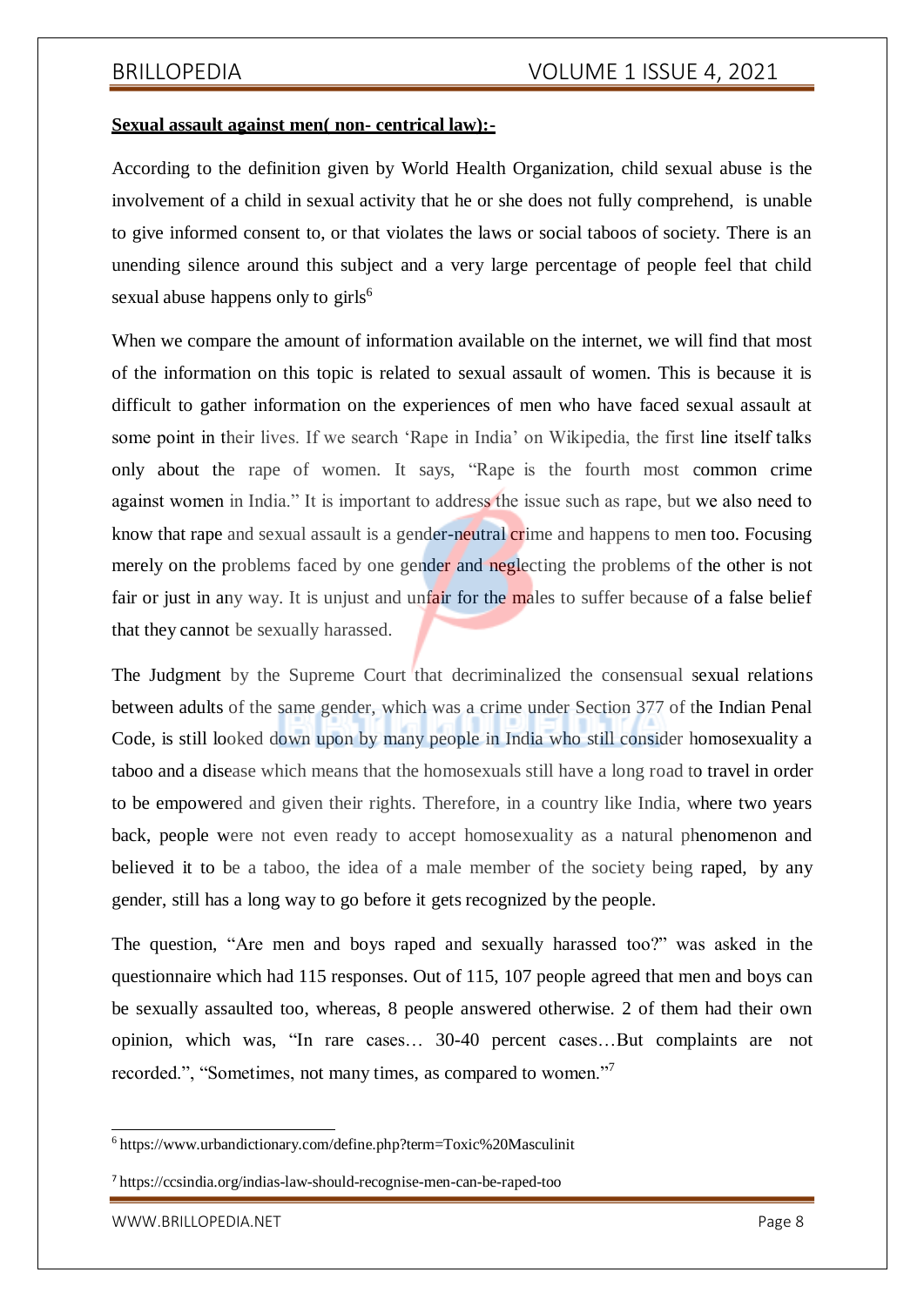**Sexual assault against men( non- centrical law):-**

According to the definition given by World Health Organization, child sexual abuse is the involvement of a child in sexual activity that he or she does not fully comprehend, is unable to give informed consent to, or that violates the laws or social taboos of society. There is an unending silence around this subject and a very large percentage of people feel that child sexual abuse happens only to girls[6]

When we compare the amount of information available on the internet, we will find that most of the information on this topic is related to sexual assault of women. This is because it is difficult to gather information on the experiences of men who have faced sexual assault at some point in their lives. If we search 'Rape in India' on Wikipedia, the first line itself talks only about the rape of women. It says, "Rape is the fourth most common crime against women in India." It is important to address the issue such as rape, but we also need to know that rape and sexual assault is a gender-neutral crime and happens to men too. Focusing merely on the problems faced by one gender and neglecting the problems of the other is not fair or just in any way. It is unjust and unfair for the males to suffer because of a false belief that they cannot be sexually harassed.

The Judgment by the Supreme Court that decriminalized the consensual sexual relations between adults of the same gender, which was a crime under Section 377 of the Indian Penal Code, is still looked down upon by many people in India who still consider homosexuality a taboo and a disease which means that the homosexuals still have a long road to travel in order to be empowered and given their rights. Therefore, in a country like India, where two years back, people were not even ready to accept homosexuality as a natural phenomenon and believed it to be a taboo, the idea of a male member of the society being raped, by any gender, still has a long way to go before it gets recognized by the people.

The question, "Are men and boys raped and sexually harassed too?" was asked in the questionnaire which had 115 responses. Out of 115, 107 people agreed that men and boys can be sexually assaulted too, whereas, 8 people answered otherwise. 2 of them had their own opinion, which was, "In rare cases… 30-40 percent cases…But complaints are not recorded.", "Sometimes, not many times, as compared to women."[7]

---

[6] https://www.urbandictionary.com/define.php?term=Toxic%20Masculinit

[7] https://ccsindia.org/indias-law-should-recognise-men-can-be-raped-too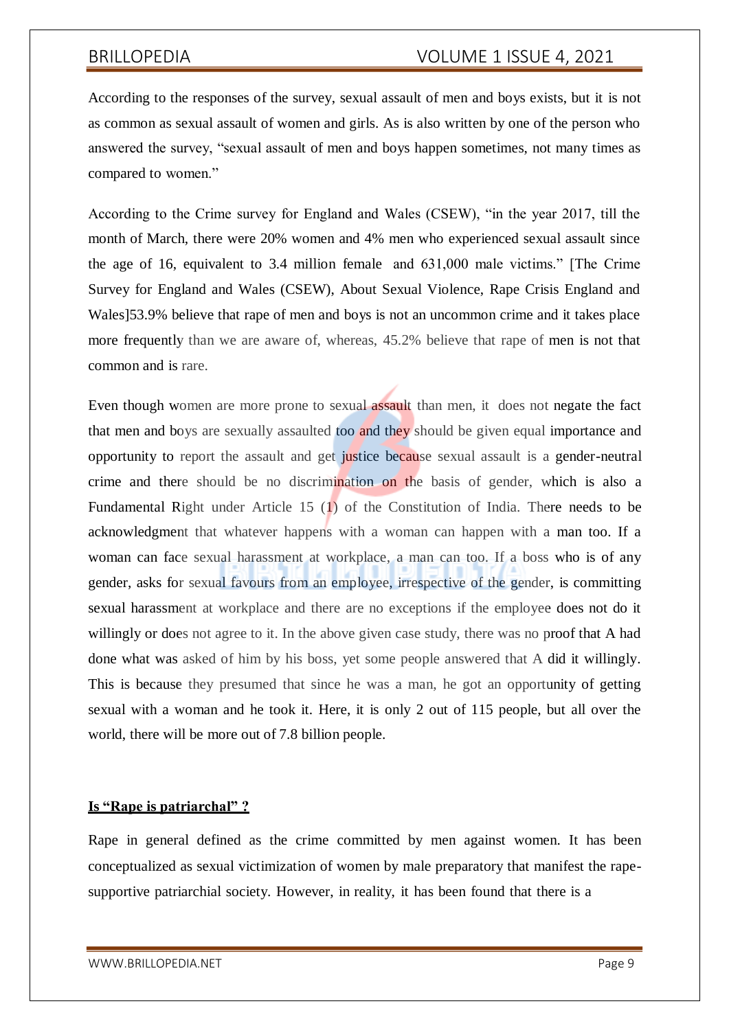According to the responses of the survey, sexual assault of men and boys exists, but it is not as common as sexual assault of women and girls. As is also written by one of the person who answered the survey, "sexual assault of men and boys happen sometimes, not many times as compared to women."

According to the Crime survey for England and Wales (CSEW), "in the year 2017, till the month of March, there were 20% women and 4% men who experienced sexual assault since the age of 16, equivalent to 3.4 million female and 631,000 male victims." [The Crime Survey for England and Wales (CSEW), About Sexual Violence, Rape Crisis England and Wales]53.9% believe that rape of men and boys is not an uncommon crime and it takes place more frequently than we are aware of, whereas, 45.2% believe that rape of men is not that common and is rare.

Even though women are more prone to sexual assault than men, it does not negate the fact that men and boys are sexually assaulted too and they should be given equal importance and opportunity to report the assault and get justice because sexual assault is a gender-neutral crime and there should be no discrimination on the basis of gender, which is also a Fundamental Right under Article 15 (1) of the Constitution of India. There needs to be acknowledgment that whatever happens with a woman can happen with a man too. If a woman can face sexual harassment at workplace, a man can too. If a boss who is of any gender, asks for sexual favours from an employee, irrespective of the gender, is committing sexual harassment at workplace and there are no exceptions if the employee does not do it willingly or does not agree to it. In the above given case study, there was no proof that A had done what was asked of him by his boss, yet some people answered that A did it willingly. This is because they presumed that since he was a man, he got an opportunity of getting sexual with a woman and he took it. Here, it is only 2 out of 115 people, but all over the world, there will be more out of 7.8 billion people.

**Is "Rape is patriarchal" ?**

Rape in general defined as the crime committed by men against women. It has been conceptualized as sexual victimization of women by male preparatory that manifest the rape-supportive patriarchial society. However, in reality, it has been found that there is a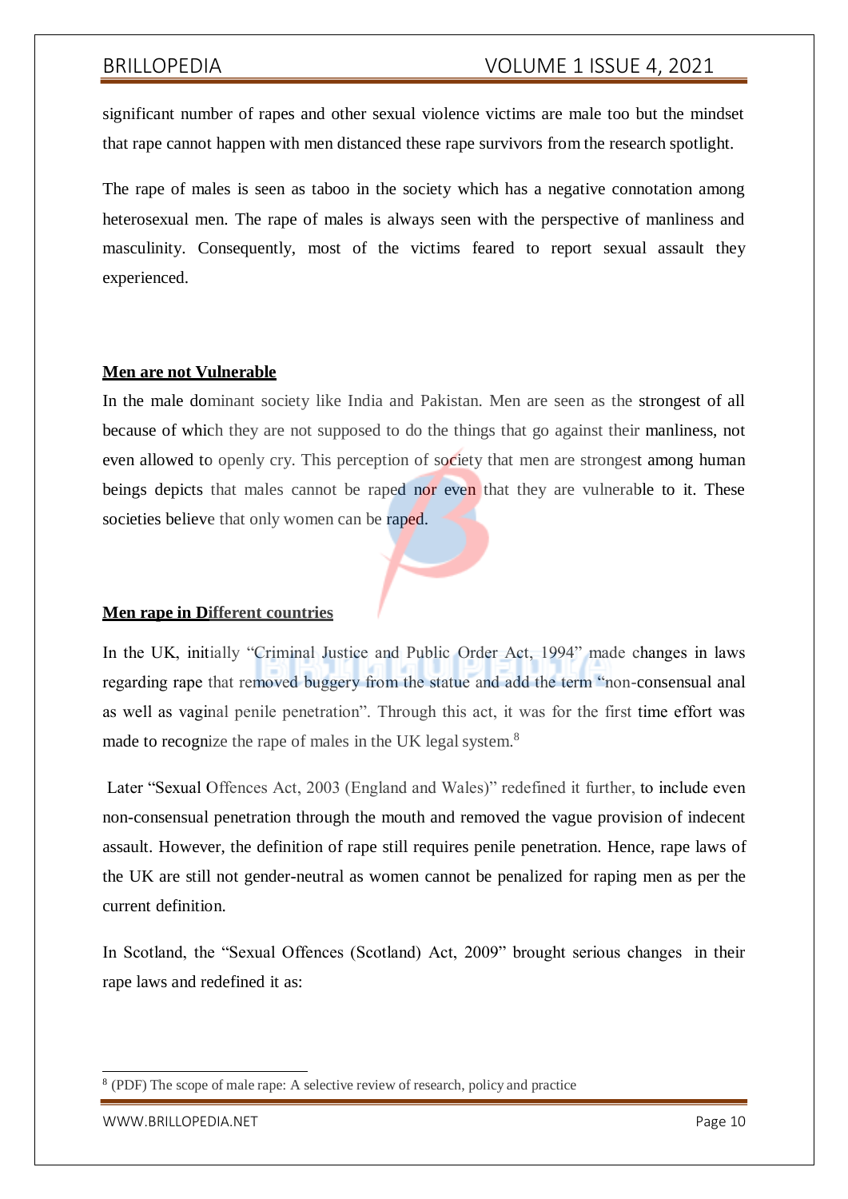significant number of rapes and other sexual violence victims are male too but the mindset that rape cannot happen with men distanced these rape survivors from the research spotlight.

The rape of males is seen as taboo in the society which has a negative connotation among heterosexual men. The rape of males is always seen with the perspective of manliness and masculinity. Consequently, most of the victims feared to report sexual assault they experienced.

**Men are not Vulnerable**

In the male dominant society like India and Pakistan. Men are seen as the strongest of all because of which they are not supposed to do the things that go against their manliness, not even allowed to openly cry. This perception of society that men are strongest among human beings depicts that males cannot be raped nor even that they are vulnerable to it. These societies believe that only women can be raped.

**Men rape in Different countries**

In the UK, initially "Criminal Justice and Public Order Act, 1994" made changes in laws regarding rape that removed buggery from the statue and add the term "non-consensual anal as well as vaginal penile penetration". Through this act, it was for the first time effort was made to recognize the rape of males in the UK legal system.[8]

Later "Sexual Offences Act, 2003 (England and Wales)" redefined it further, to include even non-consensual penetration through the mouth and removed the vague provision of indecent assault. However, the definition of rape still requires penile penetration. Hence, rape laws of the UK are still not gender-neutral as women cannot be penalized for raping men as per the current definition.

In Scotland, the "Sexual Offences (Scotland) Act, 2009" brought serious changes in their rape laws and redefined it as:

---

[8] (PDF) The scope of male rape: A selective review of research, policy and practice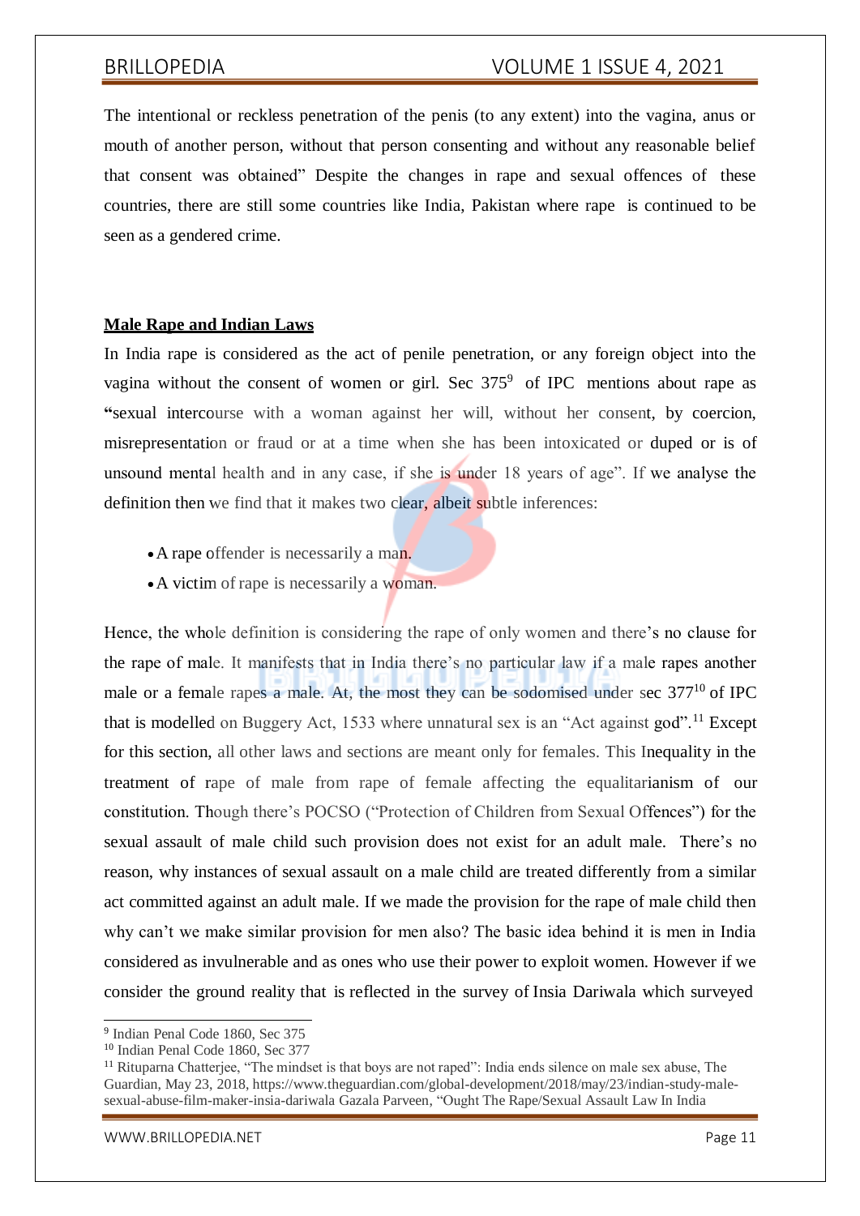The intentional or reckless penetration of the penis (to any extent) into the vagina, anus or mouth of another person, without that person consenting and without any reasonable belief that consent was obtained" Despite the changes in rape and sexual offences of these countries, there are still some countries like India, Pakistan where rape is continued to be seen as a gendered crime.

## Male Rape and Indian Laws

In India rape is considered as the act of penile penetration, or any foreign object into the vagina without the consent of women or girl. Sec 375[9] of IPC mentions about rape as "sexual intercourse with a woman against her will, without her consent, by coercion, misrepresentation or fraud or at a time when she has been intoxicated or duped or is of unsound mental health and in any case, if she is under 18 years of age". If we analyse the definition then we find that it makes two clear, albeit subtle inferences:

- A rape offender is necessarily a man.
- A victim of rape is necessarily a woman.

Hence, the whole definition is considering the rape of only women and there's no clause for the rape of male. It manifests that in India there's no particular law if a male rapes another male or a female rapes a male. At, the most they can be sodomised under sec 377[10] of IPC that is modelled on Buggery Act, 1533 where unnatural sex is an "Act against god".[11] Except for this section, all other laws and sections are meant only for females. This Inequality in the treatment of rape of male from rape of female affecting the equalitarianism of our constitution. Though there's POCSO ("Protection of Children from Sexual Offences") for the sexual assault of male child such provision does not exist for an adult male. There's no reason, why instances of sexual assault on a male child are treated differently from a similar act committed against an adult male. If we made the provision for the rape of male child then why can't we make similar provision for men also? The basic idea behind it is men in India considered as invulnerable and as ones who use their power to exploit women. However if we consider the ground reality that is reflected in the survey of Insia Dariwala which surveyed

---

[9] Indian Penal Code 1860, Sec 375

[10] Indian Penal Code 1860, Sec 377

[11] Rituparna Chatterjee, "The mindset is that boys are not raped": India ends silence on male sex abuse, The Guardian, May 23, 2018, https://www.theguardian.com/global-development/2018/may/23/indian-study-male-sexual-abuse-film-maker-insia-dariwala Gazala Parveen, "Ought The Rape/Sexual Assault Law In India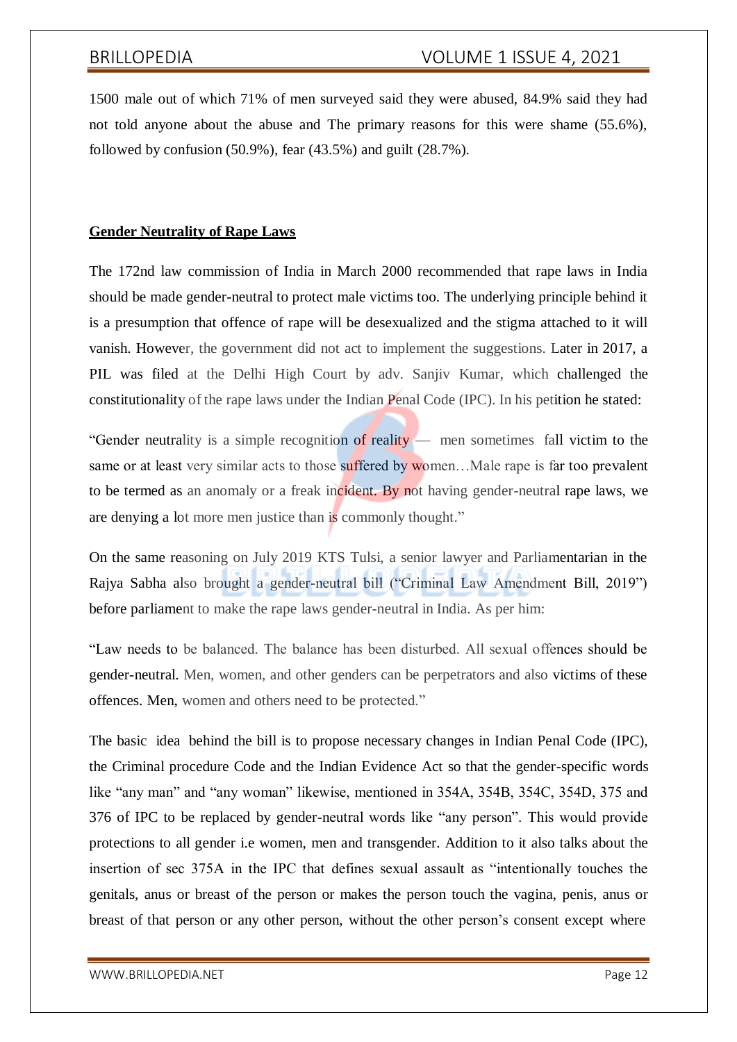1500 male out of which 71% of men surveyed said they were abused, 84.9% said they had not told anyone about the abuse and The primary reasons for this were shame (55.6%), followed by confusion (50.9%), fear (43.5%) and guilt (28.7%).

**Gender Neutrality of Rape Laws**

The 172nd law commission of India in March 2000 recommended that rape laws in India should be made gender-neutral to protect male victims too. The underlying principle behind it is a presumption that offence of rape will be desexualized and the stigma attached to it will vanish. However, the government did not act to implement the suggestions. Later in 2017, a PIL was filed at the Delhi High Court by adv. Sanjiv Kumar, which challenged the constitutionality of the rape laws under the Indian Penal Code (IPC). In his petition he stated:

"Gender neutrality is a simple recognition of reality — men sometimes fall victim to the same or at least very similar acts to those suffered by women…Male rape is far too prevalent to be termed as an anomaly or a freak incident. By not having gender-neutral rape laws, we are denying a lot more men justice than is commonly thought."

On the same reasoning on July 2019 KTS Tulsi, a senior lawyer and Parliamentarian in the Rajya Sabha also brought a gender-neutral bill ("Criminal Law Amendment Bill, 2019") before parliament to make the rape laws gender-neutral in India. As per him:

"Law needs to be balanced. The balance has been disturbed. All sexual offences should be gender-neutral. Men, women, and other genders can be perpetrators and also victims of these offences. Men, women and others need to be protected."

The basic idea behind the bill is to propose necessary changes in Indian Penal Code (IPC), the Criminal procedure Code and the Indian Evidence Act so that the gender-specific words like "any man" and "any woman" likewise, mentioned in 354A, 354B, 354C, 354D, 375 and 376 of IPC to be replaced by gender-neutral words like "any person". This would provide protections to all gender i.e women, men and transgender. Addition to it also talks about the insertion of sec 375A in the IPC that defines sexual assault as "intentionally touches the genitals, anus or breast of the person or makes the person touch the vagina, penis, anus or breast of that person or any other person, without the other person's consent except where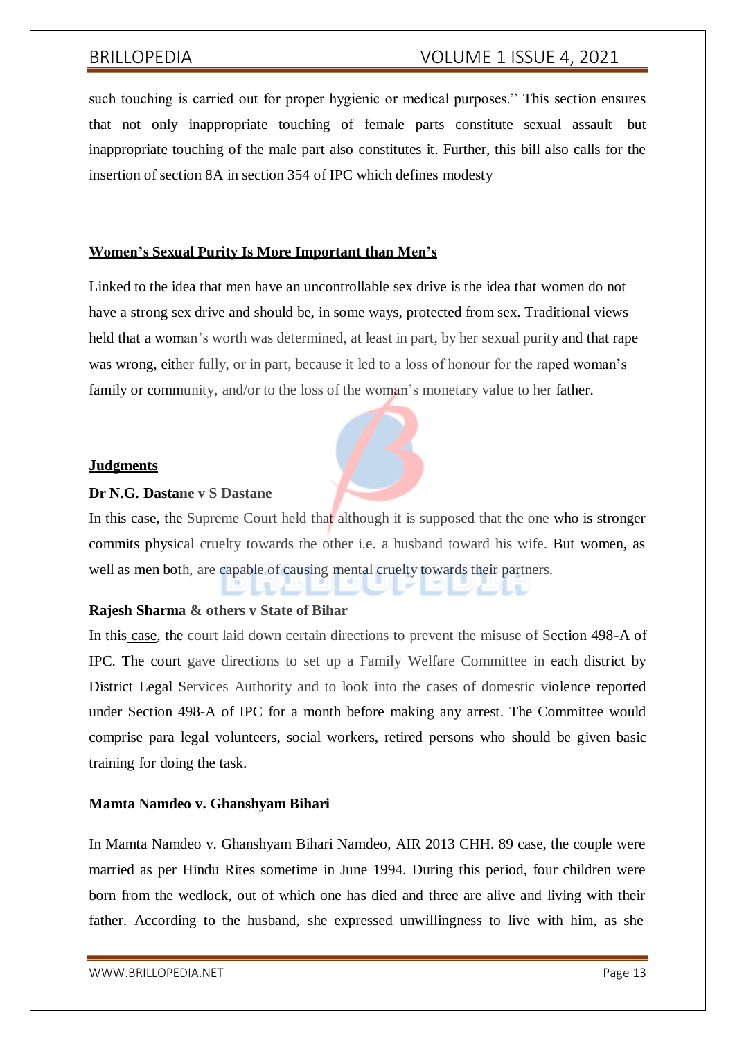such touching is carried out for proper hygienic or medical purposes." This section ensures that not only inappropriate touching of female parts constitute sexual assault but inappropriate touching of the male part also constitutes it. Further, this bill also calls for the insertion of section 8A in section 354 of IPC which defines modesty

## **Women's Sexual Purity Is More Important than Men's**

Linked to the idea that men have an uncontrollable sex drive is the idea that women do not have a strong sex drive and should be, in some ways, protected from sex. Traditional views held that a woman's worth was determined, at least in part, by her sexual purity and that rape was wrong, either fully, or in part, because it led to a loss of honour for the raped woman's family or community, and/or to the loss of the woman's monetary value to her father.

## **Judgments**

**Dr N.G. Dastane v S Dastane**

In this case, the Supreme Court held that although it is supposed that the one who is stronger commits physical cruelty towards the other i.e. a husband toward his wife. But women, as well as men both, are capable of causing mental cruelty towards their partners.

**Rajesh Sharma & others v State of Bihar**

In this case, the court laid down certain directions to prevent the misuse of Section 498-A of IPC. The court gave directions to set up a Family Welfare Committee in each district by District Legal Services Authority and to look into the cases of domestic violence reported under Section 498-A of IPC for a month before making any arrest. The Committee would comprise para legal volunteers, social workers, retired persons who should be given basic training for doing the task.

**Mamta Namdeo v. Ghanshyam Bihari**

In Mamta Namdeo v. Ghanshyam Bihari Namdeo, AIR 2013 CHH. 89 case, the couple were married as per Hindu Rites sometime in June 1994. During this period, four children were born from the wedlock, out of which one has died and three are alive and living with their father. According to the husband, she expressed unwillingness to live with him, as she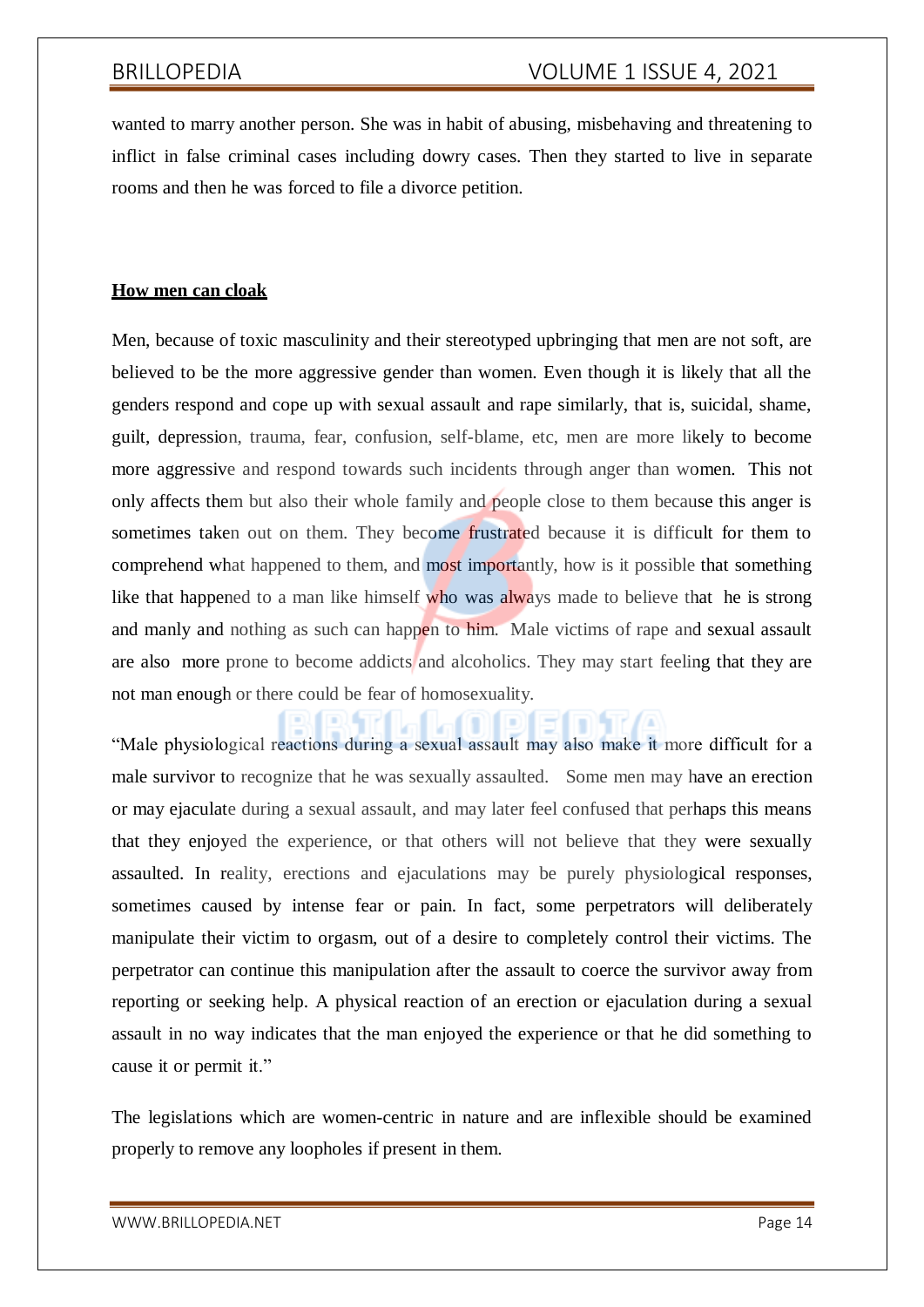wanted to marry another person. She was in habit of abusing, misbehaving and threatening to inflict in false criminal cases including dowry cases. Then they started to live in separate rooms and then he was forced to file a divorce petition.

**How men can cloak**

Men, because of toxic masculinity and their stereotyped upbringing that men are not soft, are believed to be the more aggressive gender than women. Even though it is likely that all the genders respond and cope up with sexual assault and rape similarly, that is, suicidal, shame, guilt, depression, trauma, fear, confusion, self-blame, etc, men are more likely to become more aggressive and respond towards such incidents through anger than women. This not only affects them but also their whole family and people close to them because this anger is sometimes taken out on them. They become frustrated because it is difficult for them to comprehend what happened to them, and most importantly, how is it possible that something like that happened to a man like himself who was always made to believe that he is strong and manly and nothing as such can happen to him. Male victims of rape and sexual assault are also more prone to become addicts and alcoholics. They may start feeling that they are not man enough or there could be fear of homosexuality.

"Male physiological reactions during a sexual assault may also make it more difficult for a male survivor to recognize that he was sexually assaulted. Some men may have an erection or may ejaculate during a sexual assault, and may later feel confused that perhaps this means that they enjoyed the experience, or that others will not believe that they were sexually assaulted. In reality, erections and ejaculations may be purely physiological responses, sometimes caused by intense fear or pain. In fact, some perpetrators will deliberately manipulate their victim to orgasm, out of a desire to completely control their victims. The perpetrator can continue this manipulation after the assault to coerce the survivor away from reporting or seeking help. A physical reaction of an erection or ejaculation during a sexual assault in no way indicates that the man enjoyed the experience or that he did something to cause it or permit it."

The legislations which are women-centric in nature and are inflexible should be examined properly to remove any loopholes if present in them.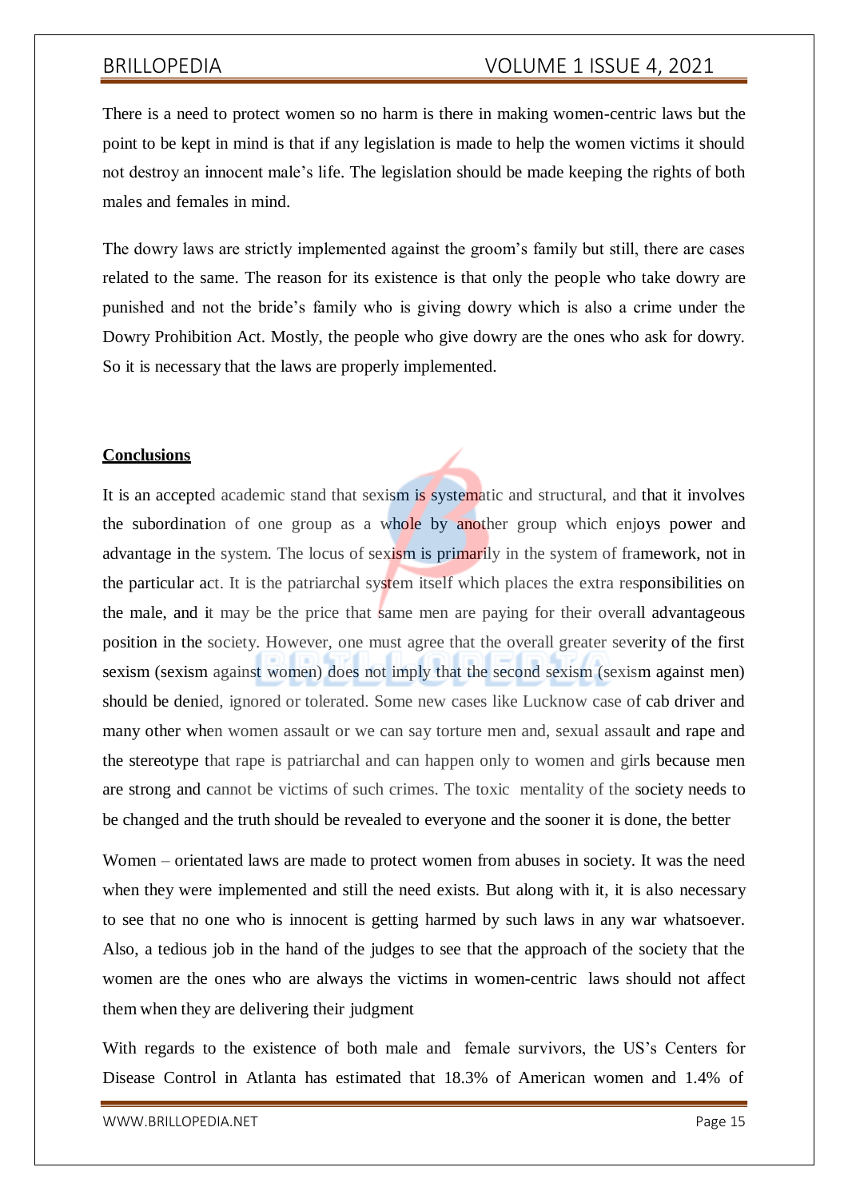There is a need to protect women so no harm is there in making women-centric laws but the point to be kept in mind is that if any legislation is made to help the women victims it should not destroy an innocent male's life. The legislation should be made keeping the rights of both males and females in mind.

The dowry laws are strictly implemented against the groom's family but still, there are cases related to the same. The reason for its existence is that only the people who take dowry are punished and not the bride's family who is giving dowry which is also a crime under the Dowry Prohibition Act. Mostly, the people who give dowry are the ones who ask for dowry. So it is necessary that the laws are properly implemented.

## Conclusions

It is an accepted academic stand that sexism is systematic and structural, and that it involves the subordination of one group as a whole by another group which enjoys power and advantage in the system. The locus of sexism is primarily in the system of framework, not in the particular act. It is the patriarchal system itself which places the extra responsibilities on the male, and it may be the price that same men are paying for their overall advantageous position in the society. However, one must agree that the overall greater severity of the first sexism (sexism against women) does not imply that the second sexism (sexism against men) should be denied, ignored or tolerated. Some new cases like Lucknow case of cab driver and many other when women assault or we can say torture men and, sexual assault and rape and the stereotype that rape is patriarchal and can happen only to women and girls because men are strong and cannot be victims of such crimes. The toxic mentality of the society needs to be changed and the truth should be revealed to everyone and the sooner it is done, the better

Women – orientated laws are made to protect women from abuses in society. It was the need when they were implemented and still the need exists. But along with it, it is also necessary to see that no one who is innocent is getting harmed by such laws in any war whatsoever. Also, a tedious job in the hand of the judges to see that the approach of the society that the women are the ones who are always the victims in women-centric laws should not affect them when they are delivering their judgment

With regards to the existence of both male and female survivors, the US's Centers for Disease Control in Atlanta has estimated that 18.3% of American women and 1.4% of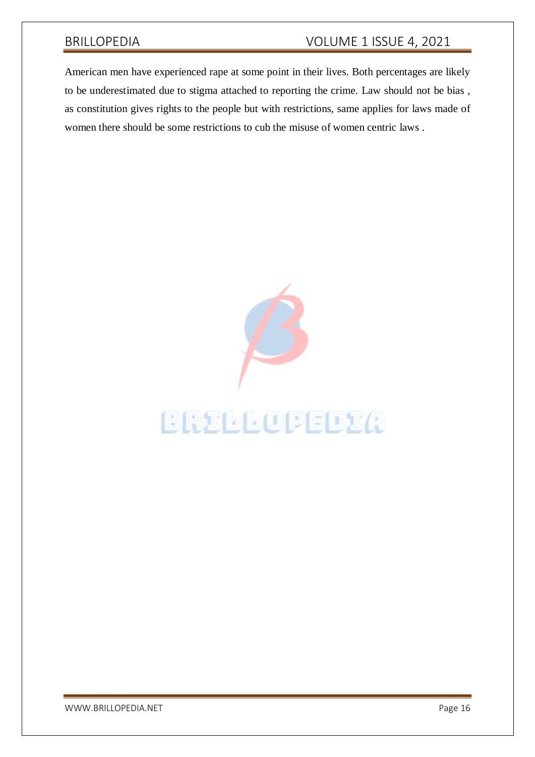American men have experienced rape at some point in their lives. Both percentages are likely to be underestimated due to stigma attached to reporting the crime. Law should not be bias , as constitution gives rights to the people but with restrictions, same applies for laws made of women there should be some restrictions to cub the misuse of women centric laws .